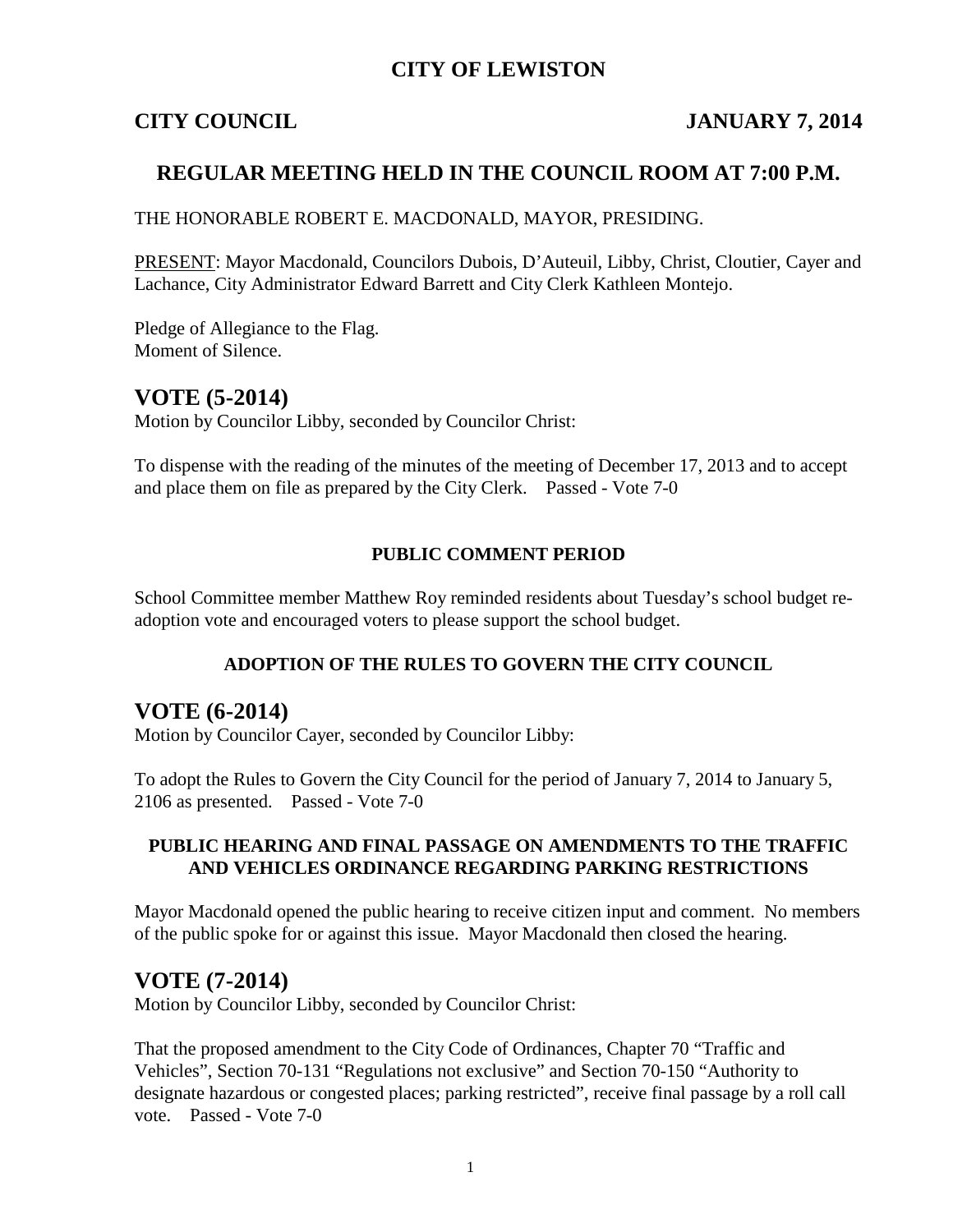# CITY OF LEWISTON

**CITY COUNCIL** **JANUARY 7, 2014**

## REGULAR MEETING HELD IN THE COUNCIL ROOM AT 7:00 P.M.

THE HONORABLE ROBERT E. MACDONALD, MAYOR, PRESIDING.

PRESENT: Mayor Macdonald, Councilors Dubois, D'Auteuil, Libby, Christ, Cloutier, Cayer and Lachance, City Administrator Edward Barrett and City Clerk Kathleen Montejo.

Pledge of Allegiance to the Flag.
Moment of Silence.

## VOTE (5-2014)

Motion by Councilor Libby, seconded by Councilor Christ:

To dispense with the reading of the minutes of the meeting of December 17, 2013 and to accept and place them on file as prepared by the City Clerk. Passed - Vote 7-0

### PUBLIC COMMENT PERIOD

School Committee member Matthew Roy reminded residents about Tuesday's school budget re-adoption vote and encouraged voters to please support the school budget.

### ADOPTION OF THE RULES TO GOVERN THE CITY COUNCIL

## VOTE (6-2014)

Motion by Councilor Cayer, seconded by Councilor Libby:

To adopt the Rules to Govern the City Council for the period of January 7, 2014 to January 5, 2106 as presented. Passed - Vote 7-0

### PUBLIC HEARING AND FINAL PASSAGE ON AMENDMENTS TO THE TRAFFIC AND VEHICLES ORDINANCE REGARDING PARKING RESTRICTIONS

Mayor Macdonald opened the public hearing to receive citizen input and comment. No members of the public spoke for or against this issue. Mayor Macdonald then closed the hearing.

## VOTE (7-2014)

Motion by Councilor Libby, seconded by Councilor Christ:

That the proposed amendment to the City Code of Ordinances, Chapter 70 "Traffic and Vehicles", Section 70-131 "Regulations not exclusive" and Section 70-150 "Authority to designate hazardous or congested places; parking restricted", receive final passage by a roll call vote. Passed - Vote 7-0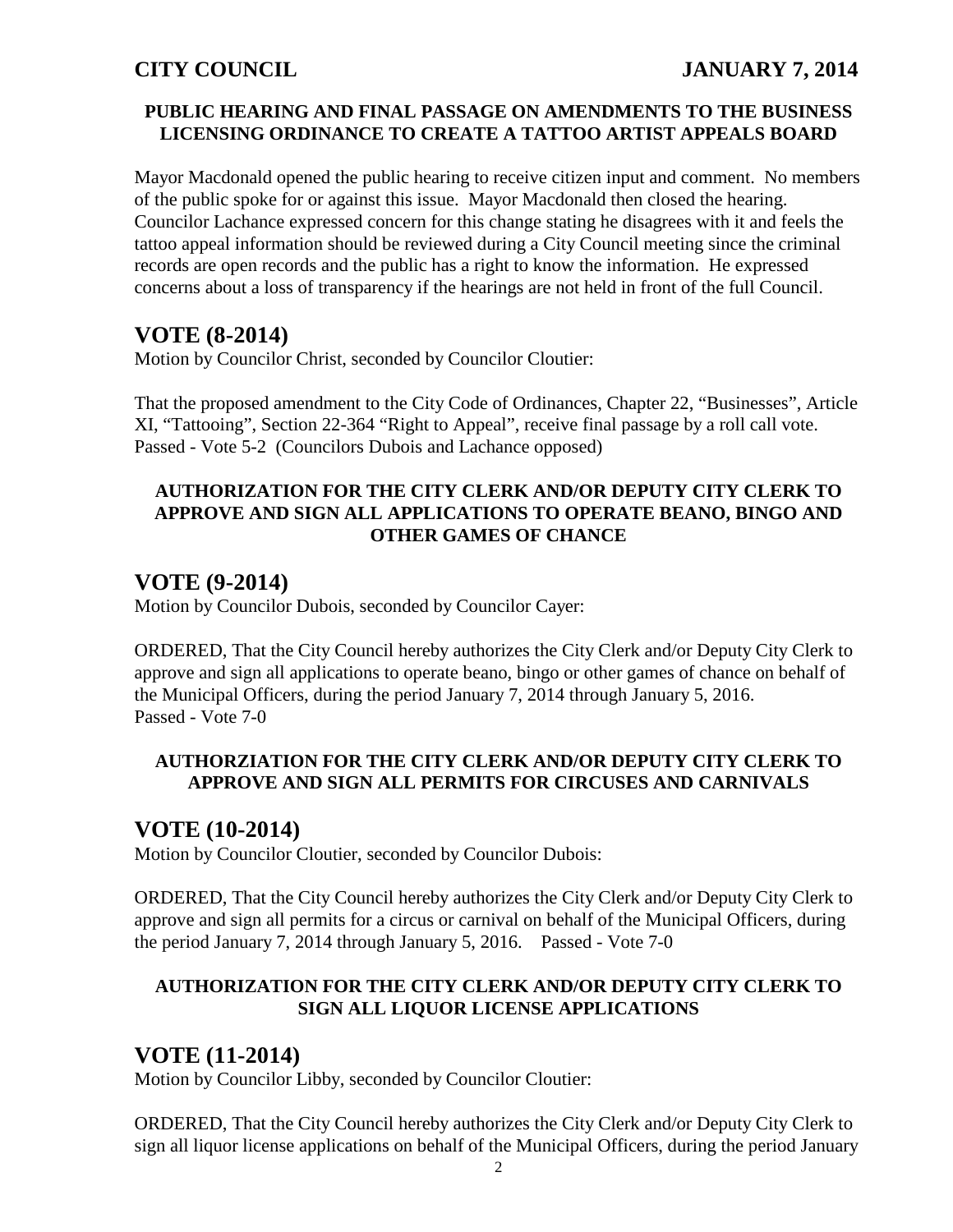**PUBLIC HEARING AND FINAL PASSAGE ON AMENDMENTS TO THE BUSINESS LICENSING ORDINANCE TO CREATE A TATTOO ARTIST APPEALS BOARD**

Mayor Macdonald opened the public hearing to receive citizen input and comment. No members of the public spoke for or against this issue. Mayor Macdonald then closed the hearing. Councilor Lachance expressed concern for this change stating he disagrees with it and feels the tattoo appeal information should be reviewed during a City Council meeting since the criminal records are open records and the public has a right to know the information. He expressed concerns about a loss of transparency if the hearings are not held in front of the full Council.

## VOTE (8-2014)

Motion by Councilor Christ, seconded by Councilor Cloutier:

That the proposed amendment to the City Code of Ordinances, Chapter 22, "Businesses", Article XI, "Tattooing", Section 22-364 "Right to Appeal", receive final passage by a roll call vote.
Passed - Vote 5-2 (Councilors Dubois and Lachance opposed)

**AUTHORIZATION FOR THE CITY CLERK AND/OR DEPUTY CITY CLERK TO APPROVE AND SIGN ALL APPLICATIONS TO OPERATE BEANO, BINGO AND OTHER GAMES OF CHANCE**

## VOTE (9-2014)

Motion by Councilor Dubois, seconded by Councilor Cayer:

ORDERED, That the City Council hereby authorizes the City Clerk and/or Deputy City Clerk to approve and sign all applications to operate beano, bingo or other games of chance on behalf of the Municipal Officers, during the period January 7, 2014 through January 5, 2016.
Passed - Vote 7-0

**AUTHORZIATION FOR THE CITY CLERK AND/OR DEPUTY CITY CLERK TO APPROVE AND SIGN ALL PERMITS FOR CIRCUSES AND CARNIVALS**

## VOTE (10-2014)

Motion by Councilor Cloutier, seconded by Councilor Dubois:

ORDERED, That the City Council hereby authorizes the City Clerk and/or Deputy City Clerk to approve and sign all permits for a circus or carnival on behalf of the Municipal Officers, during the period January 7, 2014 through January 5, 2016. Passed - Vote 7-0

**AUTHORIZATION FOR THE CITY CLERK AND/OR DEPUTY CITY CLERK TO SIGN ALL LIQUOR LICENSE APPLICATIONS**

## VOTE (11-2014)

Motion by Councilor Libby, seconded by Councilor Cloutier:

ORDERED, That the City Council hereby authorizes the City Clerk and/or Deputy City Clerk to sign all liquor license applications on behalf of the Municipal Officers, during the period January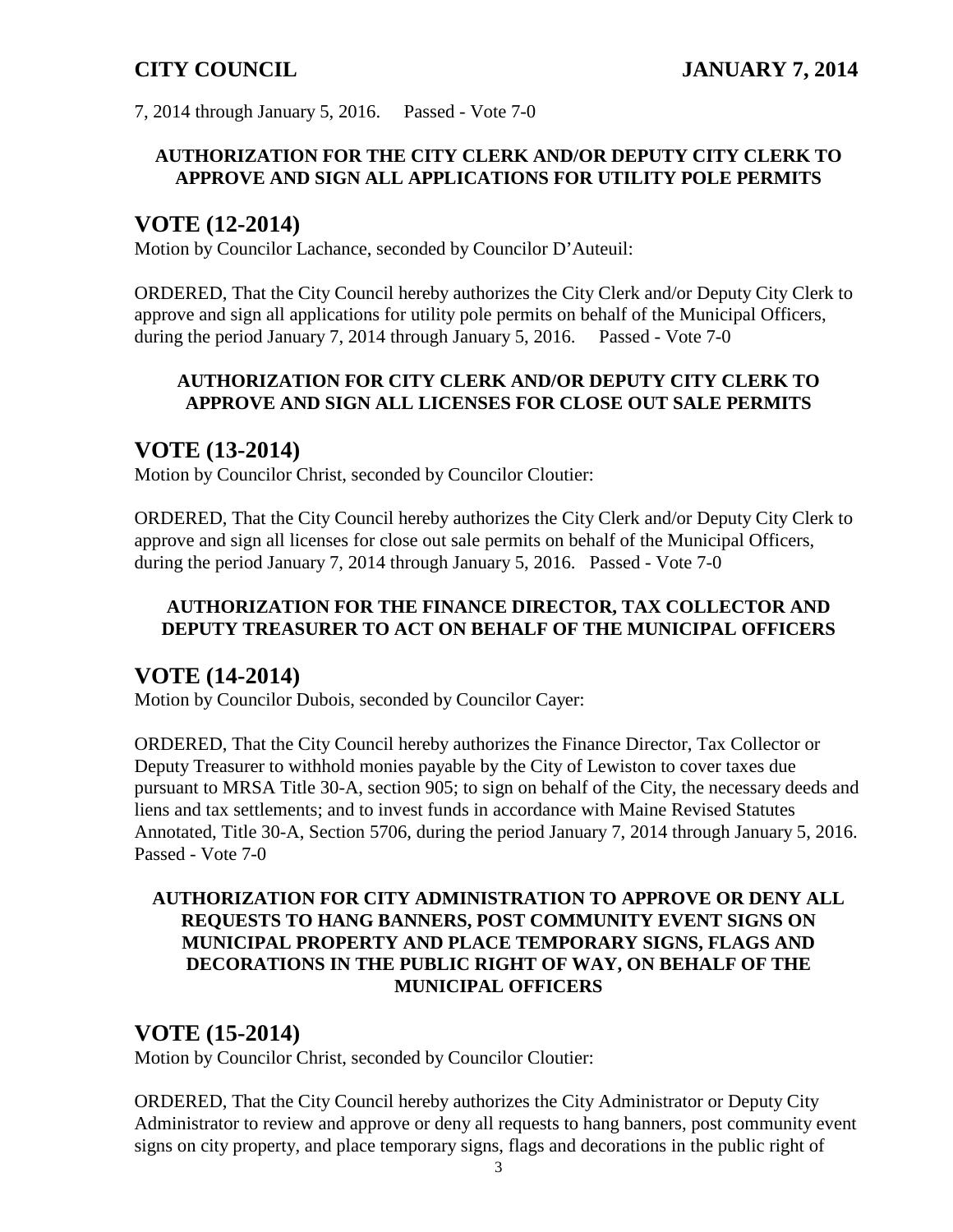7, 2014 through January 5, 2016. Passed - Vote 7-0

**AUTHORIZATION FOR THE CITY CLERK AND/OR DEPUTY CITY CLERK TO APPROVE AND SIGN ALL APPLICATIONS FOR UTILITY POLE PERMITS**

## VOTE (12-2014)

Motion by Councilor Lachance, seconded by Councilor D'Auteuil:

ORDERED, That the City Council hereby authorizes the City Clerk and/or Deputy City Clerk to approve and sign all applications for utility pole permits on behalf of the Municipal Officers, during the period January 7, 2014 through January 5, 2016. Passed - Vote 7-0

**AUTHORIZATION FOR CITY CLERK AND/OR DEPUTY CITY CLERK TO APPROVE AND SIGN ALL LICENSES FOR CLOSE OUT SALE PERMITS**

## VOTE (13-2014)

Motion by Councilor Christ, seconded by Councilor Cloutier:

ORDERED, That the City Council hereby authorizes the City Clerk and/or Deputy City Clerk to approve and sign all licenses for close out sale permits on behalf of the Municipal Officers, during the period January 7, 2014 through January 5, 2016. Passed - Vote 7-0

**AUTHORIZATION FOR THE FINANCE DIRECTOR, TAX COLLECTOR AND DEPUTY TREASURER TO ACT ON BEHALF OF THE MUNICIPAL OFFICERS**

## VOTE (14-2014)

Motion by Councilor Dubois, seconded by Councilor Cayer:

ORDERED, That the City Council hereby authorizes the Finance Director, Tax Collector or Deputy Treasurer to withhold monies payable by the City of Lewiston to cover taxes due pursuant to MRSA Title 30-A, section 905; to sign on behalf of the City, the necessary deeds and liens and tax settlements; and to invest funds in accordance with Maine Revised Statutes Annotated, Title 30-A, Section 5706, during the period January 7, 2014 through January 5, 2016. Passed - Vote 7-0

**AUTHORIZATION FOR CITY ADMINISTRATION TO APPROVE OR DENY ALL REQUESTS TO HANG BANNERS, POST COMMUNITY EVENT SIGNS ON MUNICIPAL PROPERTY AND PLACE TEMPORARY SIGNS, FLAGS AND DECORATIONS IN THE PUBLIC RIGHT OF WAY, ON BEHALF OF THE MUNICIPAL OFFICERS**

## VOTE (15-2014)

Motion by Councilor Christ, seconded by Councilor Cloutier:

ORDERED, That the City Council hereby authorizes the City Administrator or Deputy City Administrator to review and approve or deny all requests to hang banners, post community event signs on city property, and place temporary signs, flags and decorations in the public right of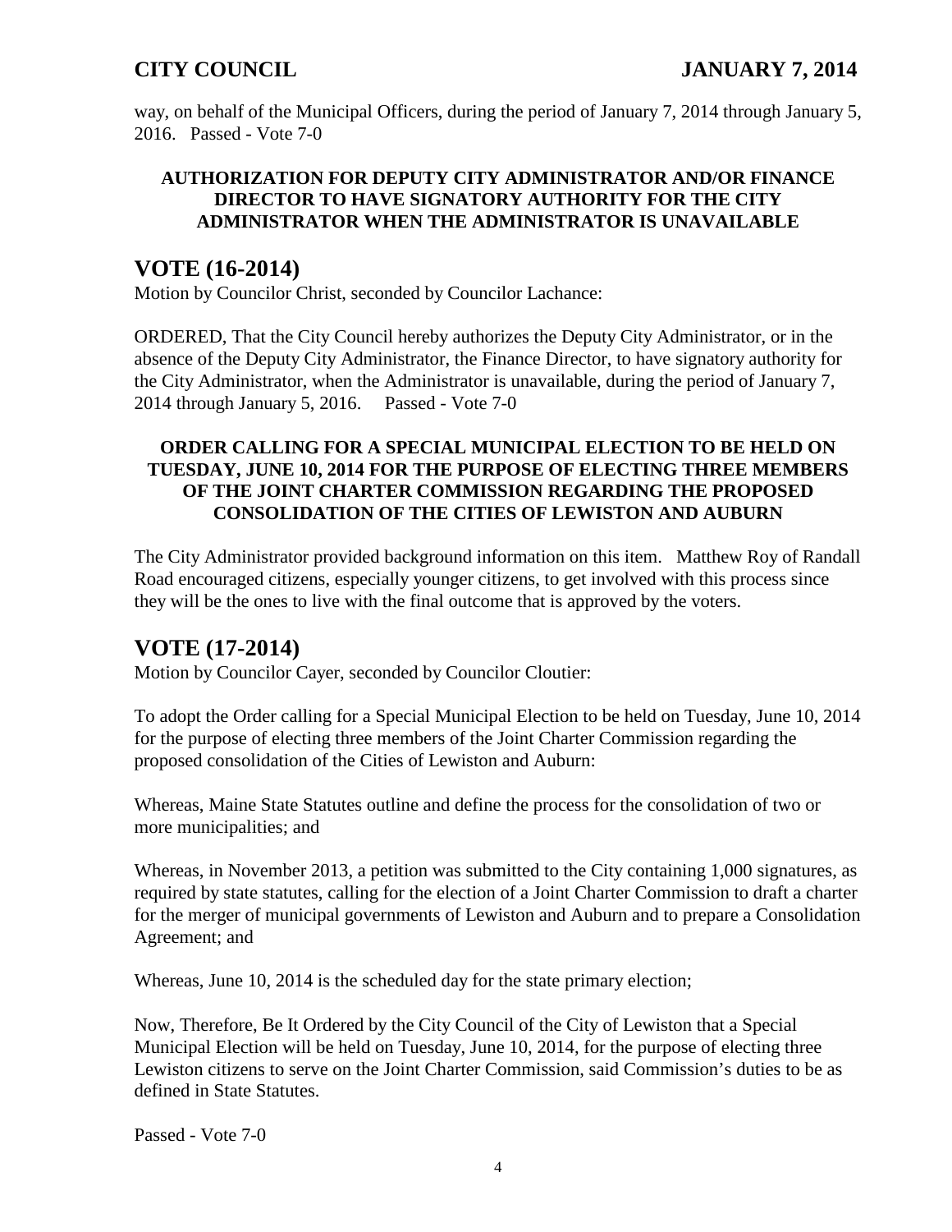way, on behalf of the Municipal Officers, during the period of January 7, 2014 through January 5, 2016. Passed - Vote 7-0

**AUTHORIZATION FOR DEPUTY CITY ADMINISTRATOR AND/OR FINANCE DIRECTOR TO HAVE SIGNATORY AUTHORITY FOR THE CITY ADMINISTRATOR WHEN THE ADMINISTRATOR IS UNAVAILABLE**

## VOTE (16-2014)

Motion by Councilor Christ, seconded by Councilor Lachance:

ORDERED, That the City Council hereby authorizes the Deputy City Administrator, or in the absence of the Deputy City Administrator, the Finance Director, to have signatory authority for the City Administrator, when the Administrator is unavailable, during the period of January 7, 2014 through January 5, 2016. Passed - Vote 7-0

**ORDER CALLING FOR A SPECIAL MUNICIPAL ELECTION TO BE HELD ON TUESDAY, JUNE 10, 2014 FOR THE PURPOSE OF ELECTING THREE MEMBERS OF THE JOINT CHARTER COMMISSION REGARDING THE PROPOSED CONSOLIDATION OF THE CITIES OF LEWISTON AND AUBURN**

The City Administrator provided background information on this item. Matthew Roy of Randall Road encouraged citizens, especially younger citizens, to get involved with this process since they will be the ones to live with the final outcome that is approved by the voters.

## VOTE (17-2014)

Motion by Councilor Cayer, seconded by Councilor Cloutier:

To adopt the Order calling for a Special Municipal Election to be held on Tuesday, June 10, 2014 for the purpose of electing three members of the Joint Charter Commission regarding the proposed consolidation of the Cities of Lewiston and Auburn:

Whereas, Maine State Statutes outline and define the process for the consolidation of two or more municipalities; and

Whereas, in November 2013, a petition was submitted to the City containing 1,000 signatures, as required by state statutes, calling for the election of a Joint Charter Commission to draft a charter for the merger of municipal governments of Lewiston and Auburn and to prepare a Consolidation Agreement; and

Whereas, June 10, 2014 is the scheduled day for the state primary election;

Now, Therefore, Be It Ordered by the City Council of the City of Lewiston that a Special Municipal Election will be held on Tuesday, June 10, 2014, for the purpose of electing three Lewiston citizens to serve on the Joint Charter Commission, said Commission's duties to be as defined in State Statutes.

Passed - Vote 7-0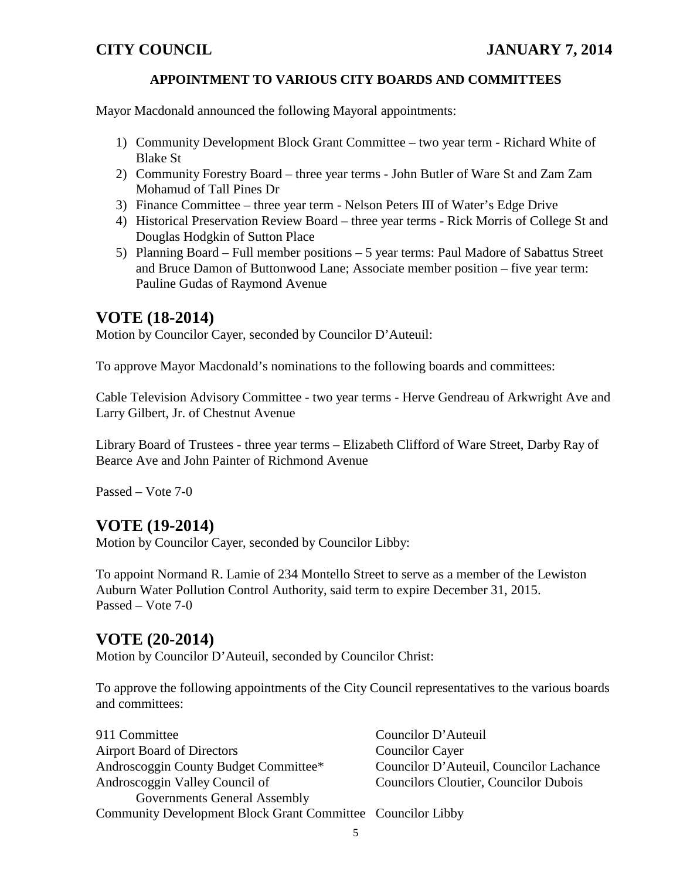**CITY COUNCIL** **JANUARY 7, 2014**

**APPOINTMENT TO VARIOUS CITY BOARDS AND COMMITTEES**

Mayor Macdonald announced the following Mayoral appointments:

1) Community Development Block Grant Committee – two year term - Richard White of Blake St
2) Community Forestry Board – three year terms - John Butler of Ware St and Zam Zam Mohamud of Tall Pines Dr
3) Finance Committee – three year term - Nelson Peters III of Water's Edge Drive
4) Historical Preservation Review Board – three year terms - Rick Morris of College St and Douglas Hodgkin of Sutton Place
5) Planning Board – Full member positions – 5 year terms: Paul Madore of Sabattus Street and Bruce Damon of Buttonwood Lane; Associate member position – five year term: Pauline Gudas of Raymond Avenue

## VOTE (18-2014)

Motion by Councilor Cayer, seconded by Councilor D'Auteuil:

To approve Mayor Macdonald's nominations to the following boards and committees:

Cable Television Advisory Committee - two year terms - Herve Gendreau of Arkwright Ave and Larry Gilbert, Jr. of Chestnut Avenue

Library Board of Trustees - three year terms – Elizabeth Clifford of Ware Street, Darby Ray of Bearce Ave and John Painter of Richmond Avenue

Passed – Vote 7-0

## VOTE (19-2014)

Motion by Councilor Cayer, seconded by Councilor Libby:

To appoint Normand R. Lamie of 234 Montello Street to serve as a member of the Lewiston Auburn Water Pollution Control Authority, said term to expire December 31, 2015.
Passed – Vote 7-0

## VOTE (20-2014)

Motion by Councilor D'Auteuil, seconded by Councilor Christ:

To approve the following appointments of the City Council representatives to the various boards and committees:

| | |
|---|---|
| 911 Committee | Councilor D'Auteuil |
| Airport Board of Directors | Councilor Cayer |
| Androscoggin County Budget Committee* | Councilor D'Auteuil, Councilor Lachance |
| Androscoggin Valley Council of Governments General Assembly | Councilors Cloutier, Councilor Dubois |
| Community Development Block Grant Committee | Councilor Libby |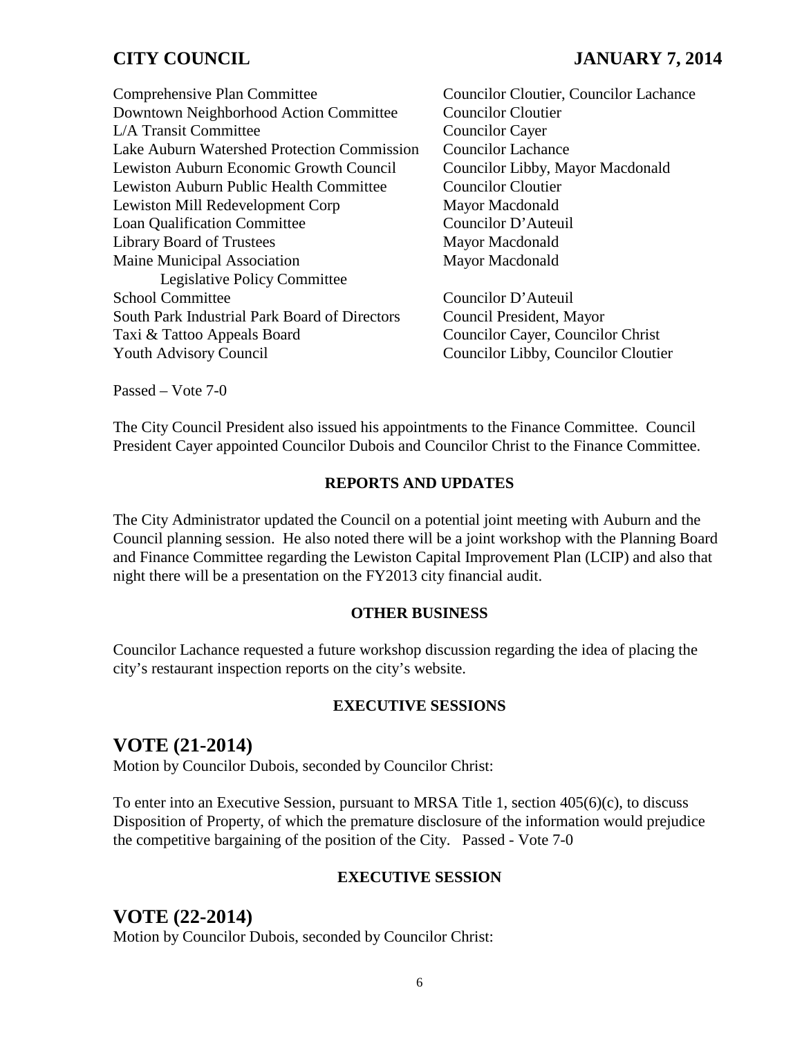| Committee | Appointee(s) |
| --- | --- |
| Comprehensive Plan Committee | Councilor Cloutier, Councilor Lachance |
| Downtown Neighborhood Action Committee | Councilor Cloutier |
| L/A Transit Committee | Councilor Cayer |
| Lake Auburn Watershed Protection Commission | Councilor Lachance |
| Lewiston Auburn Economic Growth Council | Councilor Libby, Mayor Macdonald |
| Lewiston Auburn Public Health Committee | Councilor Cloutier |
| Lewiston Mill Redevelopment Corp | Mayor Macdonald |
| Loan Qualification Committee | Councilor D'Auteuil |
| Library Board of Trustees | Mayor Macdonald |
| Maine Municipal Association Legislative Policy Committee | Mayor Macdonald |
| School Committee | Councilor D'Auteuil |
| South Park Industrial Park Board of Directors | Council President, Mayor |
| Taxi & Tattoo Appeals Board | Councilor Cayer, Councilor Christ |
| Youth Advisory Council | Councilor Libby, Councilor Cloutier |

Passed – Vote 7-0

The City Council President also issued his appointments to the Finance Committee. Council President Cayer appointed Councilor Dubois and Councilor Christ to the Finance Committee.

**REPORTS AND UPDATES**

The City Administrator updated the Council on a potential joint meeting with Auburn and the Council planning session. He also noted there will be a joint workshop with the Planning Board and Finance Committee regarding the Lewiston Capital Improvement Plan (LCIP) and also that night there will be a presentation on the FY2013 city financial audit.

**OTHER BUSINESS**

Councilor Lachance requested a future workshop discussion regarding the idea of placing the city's restaurant inspection reports on the city's website.

**EXECUTIVE SESSIONS**

## VOTE (21-2014)

Motion by Councilor Dubois, seconded by Councilor Christ:

To enter into an Executive Session, pursuant to MRSA Title 1, section 405(6)(c), to discuss Disposition of Property, of which the premature disclosure of the information would prejudice the competitive bargaining of the position of the City. Passed - Vote 7-0

**EXECUTIVE SESSION**

## VOTE (22-2014)

Motion by Councilor Dubois, seconded by Councilor Christ: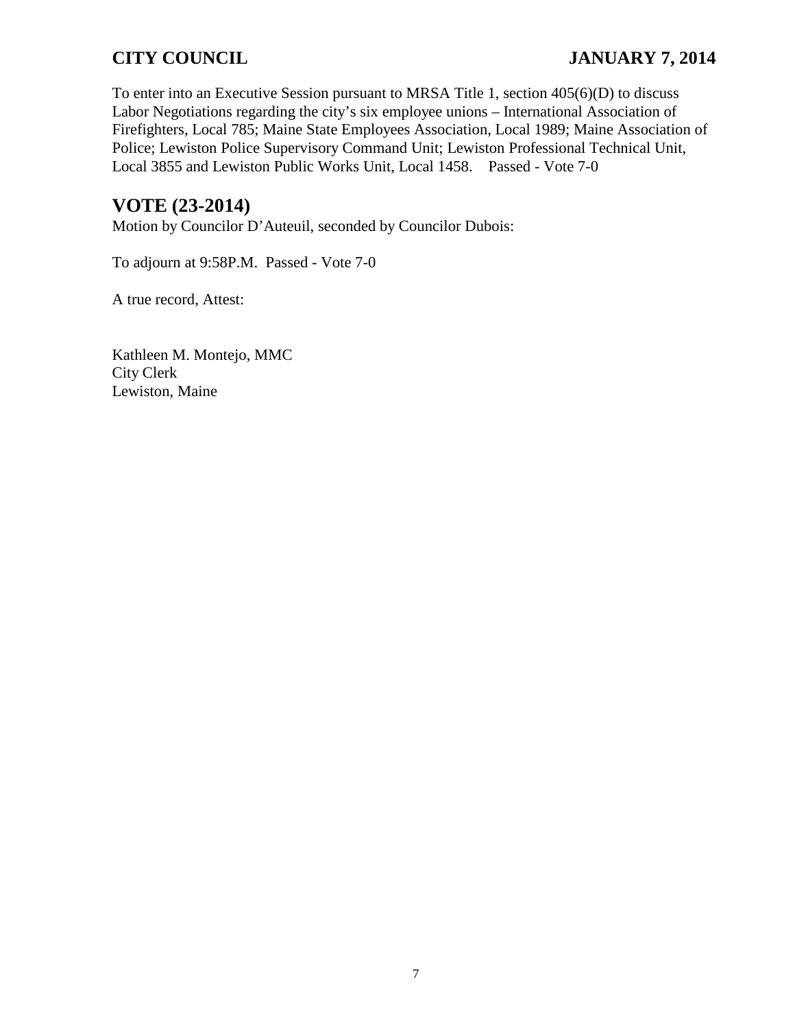To enter into an Executive Session pursuant to MRSA Title 1, section 405(6)(D) to discuss Labor Negotiations regarding the city's six employee unions – International Association of Firefighters, Local 785; Maine State Employees Association, Local 1989; Maine Association of Police; Lewiston Police Supervisory Command Unit; Lewiston Professional Technical Unit, Local 3855 and Lewiston Public Works Unit, Local 1458. Passed - Vote 7-0

## VOTE (23-2014)

Motion by Councilor D'Auteuil, seconded by Councilor Dubois:

To adjourn at 9:58P.M. Passed - Vote 7-0

A true record, Attest:

Kathleen M. Montejo, MMC
City Clerk
Lewiston, Maine